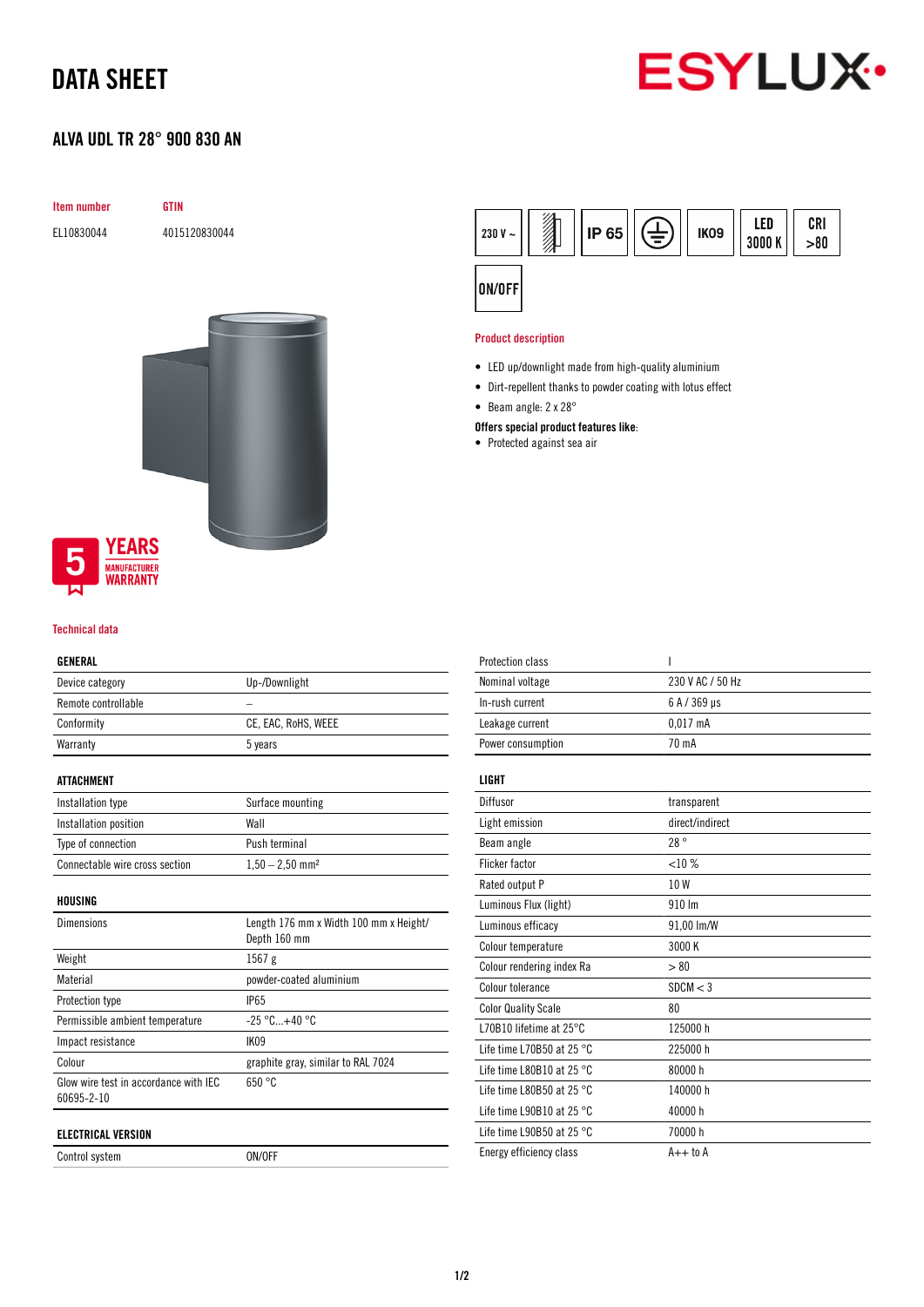# DATA SHEET

ESYLUX

## ALVA UDL TR 28° 900 830 AN

| Item number | GTIN |
|---|---|
| EL10830044 | 4015120830044 |

230 V ~ | IP 65 | IK09 | LED 3000 K | CRI >80 | ON/OFF

5 YEARS MANUFACTURER WARRANTY

### Product description

- LED up/downlight made from high-quality aluminium
- Dirt-repellent thanks to powder coating with lotus effect
- Beam angle: 2 x 28°

**Offers special product features like:**

- Protected against sea air

### Technical data

| GENERAL | |
|---|---|
| Device category | Up-/Downlight |
| Remote controllable | – |
| Conformity | CE, EAC, RoHS, WEEE |
| Warranty | 5 years |

| ATTACHMENT | |
|---|---|
| Installation type | Surface mounting |
| Installation position | Wall |
| Type of connection | Push terminal |
| Connectable wire cross section | 1,50 – 2,50 mm² |

| HOUSING | |
|---|---|
| Dimensions | Length 176 mm x Width 100 mm x Height/ Depth 160 mm |
| Weight | 1567 g |
| Material | powder-coated aluminium |
| Protection type | IP65 |
| Permissible ambient temperature | -25 °C...+40 °C |
| Impact resistance | IK09 |
| Colour | graphite gray, similar to RAL 7024 |
| Glow wire test in accordance with IEC 60695-2-10 | 650 °C |

| ELECTRICAL VERSION | |
|---|---|
| Control system | ON/OFF |
| Protection class | I |
| Nominal voltage | 230 V AC / 50 Hz |
| In-rush current | 6 A / 369 µs |
| Leakage current | 0,017 mA |
| Power consumption | 70 mA |

| LIGHT | |
|---|---|
| Diffusor | transparent |
| Light emission | direct/indirect |
| Beam angle | 28 ° |
| Flicker factor | <10 % |
| Rated output P | 10 W |
| Luminous Flux (light) | 910 lm |
| Luminous efficacy | 91,00 lm/W |
| Colour temperature | 3000 K |
| Colour rendering index Ra | > 80 |
| Colour tolerance | SDCM < 3 |
| Color Quality Scale | 80 |
| L70B10 lifetime at 25°C | 125000 h |
| Life time L70B50 at 25 °C | 225000 h |
| Life time L80B10 at 25 °C | 80000 h |
| Life time L80B50 at 25 °C | 140000 h |
| Life time L90B10 at 25 °C | 40000 h |
| Life time L90B50 at 25 °C | 70000 h |
| Energy efficiency class | A++ to A |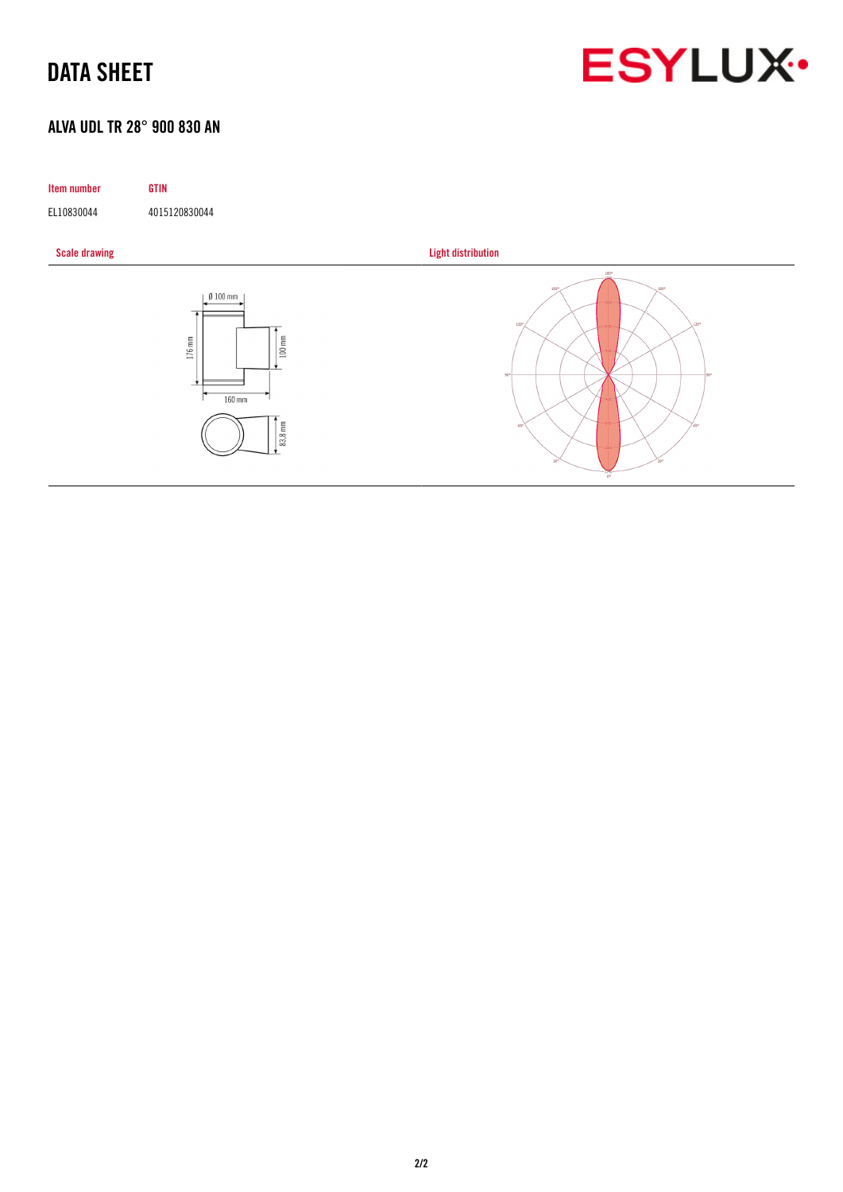# DATA SHEET

## ALVA UDL TR 28° 900 830 AN

| Item number | GTIN |
|---|---|
| EL10830044 | 4015120830044 |

### Scale drawing

Ø 100 mm

176 mm

100 mm

160 mm

83,8 mm

### Light distribution